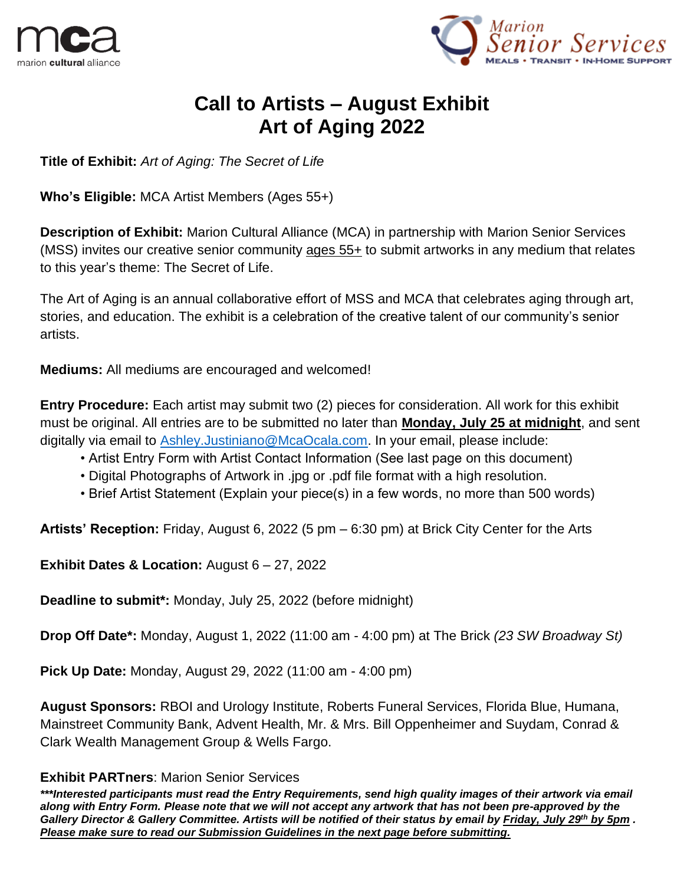mca
marion **cultural** alliance

Marion Senior Services
MEALS • TRANSIT • IN-HOME SUPPORT

# Call to Artists – August Exhibit
# Art of Aging 2022

**Title of Exhibit:** *Art of Aging: The Secret of Life*

**Who's Eligible:** MCA Artist Members (Ages 55+)

**Description of Exhibit:** Marion Cultural Alliance (MCA) in partnership with Marion Senior Services (MSS) invites our creative senior community ages 55+ to submit artworks in any medium that relates to this year's theme: The Secret of Life.

The Art of Aging is an annual collaborative effort of MSS and MCA that celebrates aging through art, stories, and education. The exhibit is a celebration of the creative talent of our community's senior artists.

**Mediums:** All mediums are encouraged and welcomed!

**Entry Procedure:** Each artist may submit two (2) pieces for consideration. All work for this exhibit must be original. All entries are to be submitted no later than **Monday, July 25 at midnight**, and sent digitally via email to Ashley.Justiniano@McaOcala.com. In your email, please include:

- Artist Entry Form with Artist Contact Information (See last page on this document)
- Digital Photographs of Artwork in .jpg or .pdf file format with a high resolution.
- Brief Artist Statement (Explain your piece(s) in a few words, no more than 500 words)

**Artists' Reception:** Friday, August 6, 2022 (5 pm – 6:30 pm) at Brick City Center for the Arts

**Exhibit Dates & Location:** August 6 – 27, 2022

**Deadline to submit*:** Monday, July 25, 2022 (before midnight)

**Drop Off Date*:** Monday, August 1, 2022 (11:00 am - 4:00 pm) at The Brick *(23 SW Broadway St)*

**Pick Up Date:** Monday, August 29, 2022 (11:00 am - 4:00 pm)

**August Sponsors:** RBOI and Urology Institute, Roberts Funeral Services, Florida Blue, Humana, Mainstreet Community Bank, Advent Health, Mr. & Mrs. Bill Oppenheimer and Suydam, Conrad & Clark Wealth Management Group & Wells Fargo.

**Exhibit PARTners**: Marion Senior Services

***\*\*\*Interested participants must read the Entry Requirements, send high quality images of their artwork via email along with Entry Form. Please note that we will not accept any artwork that has not been pre-approved by the Gallery Director & Gallery Committee. Artists will be notified of their status by email by Friday, July 29th by 5pm . Please make sure to read our Submission Guidelines in the next page before submitting.***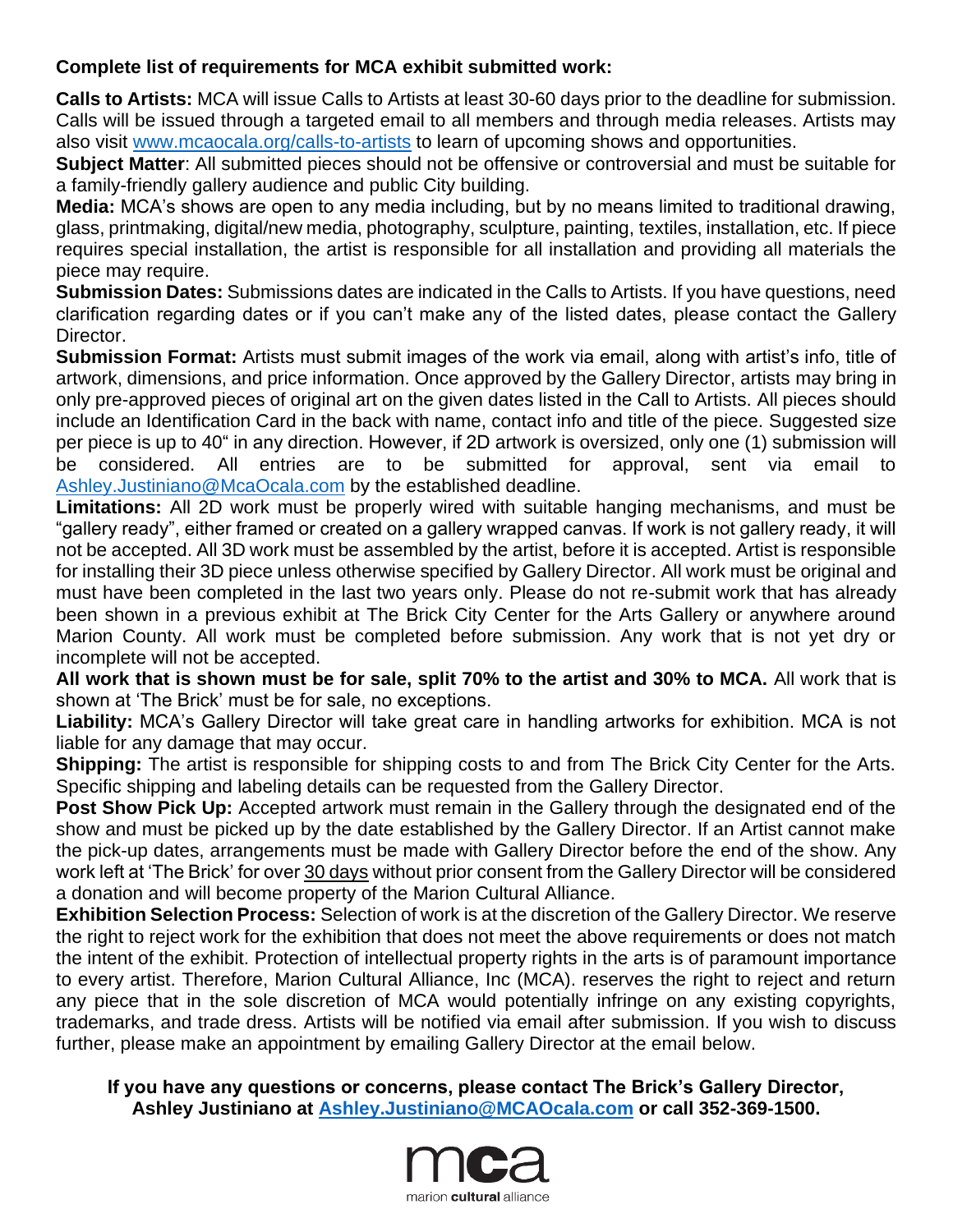**Complete list of requirements for MCA exhibit submitted work:**

**Calls to Artists:** MCA will issue Calls to Artists at least 30-60 days prior to the deadline for submission. Calls will be issued through a targeted email to all members and through media releases. Artists may also visit [www.mcaocala.org/calls-to-artists](www.mcaocala.org/calls-to-artists) to learn of upcoming shows and opportunities.

**Subject Matter**: All submitted pieces should not be offensive or controversial and must be suitable for a family-friendly gallery audience and public City building.

**Media:** MCA's shows are open to any media including, but by no means limited to traditional drawing, glass, printmaking, digital/new media, photography, sculpture, painting, textiles, installation, etc. If piece requires special installation, the artist is responsible for all installation and providing all materials the piece may require.

**Submission Dates:** Submissions dates are indicated in the Calls to Artists. If you have questions, need clarification regarding dates or if you can't make any of the listed dates, please contact the Gallery Director.

**Submission Format:** Artists must submit images of the work via email, along with artist's info, title of artwork, dimensions, and price information. Once approved by the Gallery Director, artists may bring in only pre-approved pieces of original art on the given dates listed in the Call to Artists. All pieces should include an Identification Card in the back with name, contact info and title of the piece. Suggested size per piece is up to 40" in any direction. However, if 2D artwork is oversized, only one (1) submission will be considered. All entries are to be submitted for approval, sent via email to [Ashley.Justiniano@McaOcala.com](mailto:Ashley.Justiniano@McaOcala.com) by the established deadline.

**Limitations:** All 2D work must be properly wired with suitable hanging mechanisms, and must be "gallery ready", either framed or created on a gallery wrapped canvas. If work is not gallery ready, it will not be accepted. All 3D work must be assembled by the artist, before it is accepted. Artist is responsible for installing their 3D piece unless otherwise specified by Gallery Director. All work must be original and must have been completed in the last two years only. Please do not re-submit work that has already been shown in a previous exhibit at The Brick City Center for the Arts Gallery or anywhere around Marion County. All work must be completed before submission. Any work that is not yet dry or incomplete will not be accepted.

**All work that is shown must be for sale, split 70% to the artist and 30% to MCA.** All work that is shown at 'The Brick' must be for sale, no exceptions.

**Liability:** MCA's Gallery Director will take great care in handling artworks for exhibition. MCA is not liable for any damage that may occur.

**Shipping:** The artist is responsible for shipping costs to and from The Brick City Center for the Arts. Specific shipping and labeling details can be requested from the Gallery Director.

**Post Show Pick Up:** Accepted artwork must remain in the Gallery through the designated end of the show and must be picked up by the date established by the Gallery Director. If an Artist cannot make the pick-up dates, arrangements must be made with Gallery Director before the end of the show. Any work left at 'The Brick' for over 30 days without prior consent from the Gallery Director will be considered a donation and will become property of the Marion Cultural Alliance.

**Exhibition Selection Process:** Selection of work is at the discretion of the Gallery Director. We reserve the right to reject work for the exhibition that does not meet the above requirements or does not match the intent of the exhibit. Protection of intellectual property rights in the arts is of paramount importance to every artist. Therefore, Marion Cultural Alliance, Inc (MCA). reserves the right to reject and return any piece that in the sole discretion of MCA would potentially infringe on any existing copyrights, trademarks, and trade dress. Artists will be notified via email after submission. If you wish to discuss further, please make an appointment by emailing Gallery Director at the email below.

**If you have any questions or concerns, please contact The Brick's Gallery Director, Ashley Justiniano at [Ashley.Justiniano@MCAOcala.com](mailto:Ashley.Justiniano@MCAOcala.com) or call 352-369-1500.**

mca
marion **cultural** alliance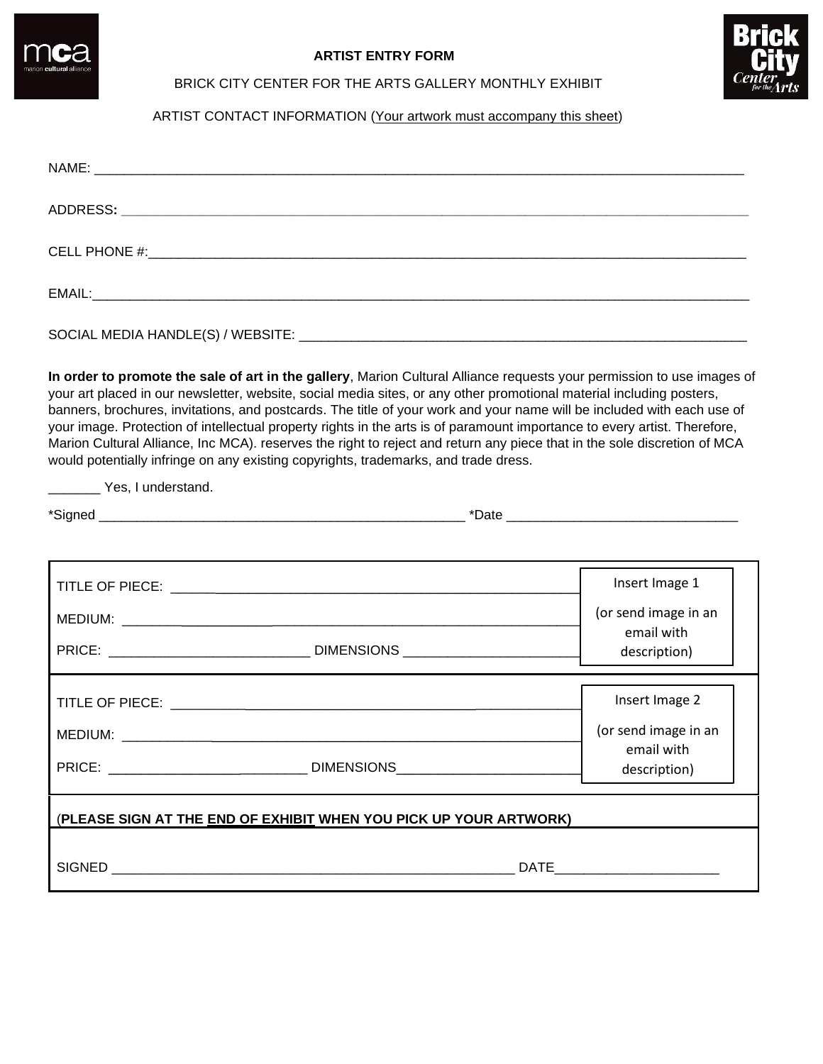**ARTIST ENTRY FORM**

BRICK CITY CENTER FOR THE ARTS GALLERY MONTHLY EXHIBIT

ARTIST CONTACT INFORMATION (Your artwork must accompany this sheet)

NAME: ____________________________________________________________________________

ADDRESS: __________________________________________________________________________

CELL PHONE #:______________________________________________________________________

EMAIL:_____________________________________________________________________________

SOCIAL MEDIA HANDLE(S) / WEBSITE: ____________________________________________________

**In order to promote the sale of art in the gallery**, Marion Cultural Alliance requests your permission to use images of your art placed in our newsletter, website, social media sites, or any other promotional material including posters, banners, brochures, invitations, and postcards. The title of your work and your name will be included with each use of your image. Protection of intellectual property rights in the arts is of paramount importance to every artist. Therefore, Marion Cultural Alliance, Inc MCA). reserves the right to reject and return any piece that in the sole discretion of MCA would potentially infringe on any existing copyrights, trademarks, and trade dress.

_______ Yes, I understand.

*Signed _________________________________________________ *Date ______________________________

| | |
|---|---|
| TITLE OF PIECE: ______________________________________________<br>MEDIUM: ______________________________________________<br>PRICE: __________________________ DIMENSIONS _______________________ | Insert Image 1<br>(or send image in an email with description) |
| TITLE OF PIECE: ______________________________________________<br>MEDIUM: ______________________________________________<br>PRICE: __________________________ DIMENSIONS_______________________ | Insert Image 2<br>(or send image in an email with description) |
| (**PLEASE SIGN AT THE END OF EXHIBIT WHEN YOU PICK UP YOUR ARTWORK)** | |
| SIGNED ______________________________________________________ DATE_____________________ | |